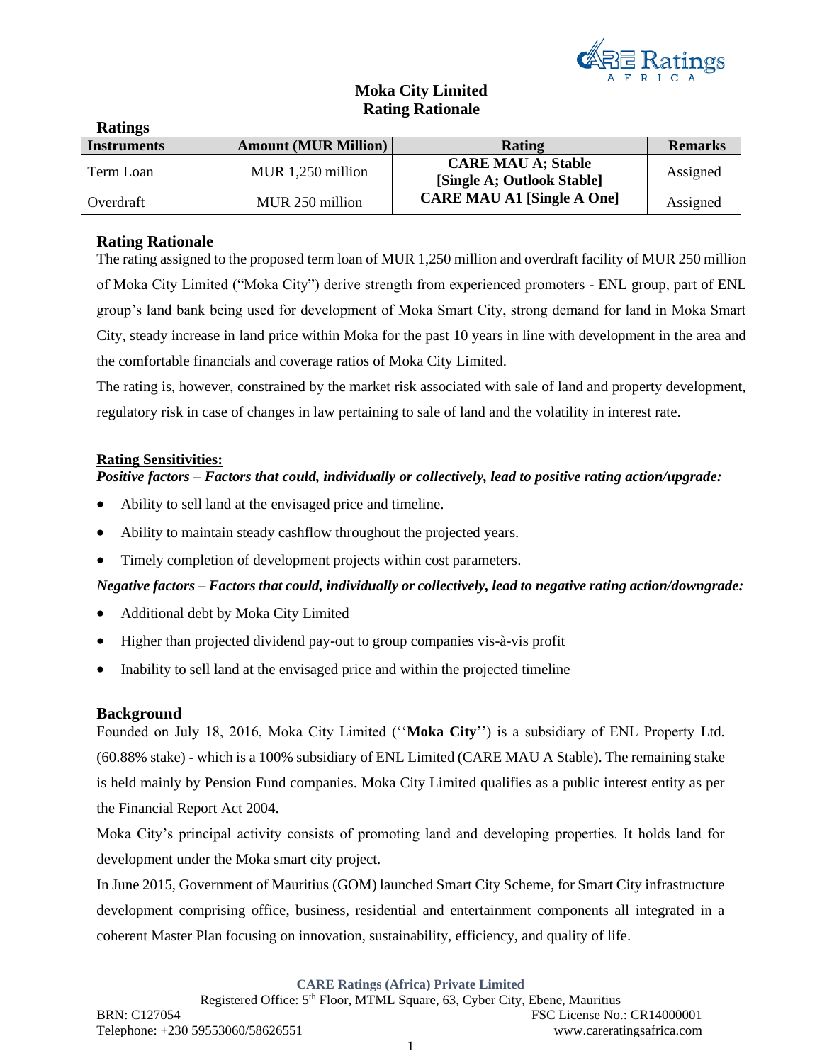# Moka City Limited
## Rating Rationale

**Ratings**

| Instruments | Amount (MUR Million) | Rating | Remarks |
|---|---|---|---|
| Term Loan | MUR 1,250 million | **CARE MAU A; Stable [Single A; Outlook Stable]** | Assigned |
| Overdraft | MUR 250 million | **CARE MAU A1 [Single A One]** | Assigned |

## Rating Rationale

The rating assigned to the proposed term loan of MUR 1,250 million and overdraft facility of MUR 250 million of Moka City Limited ("Moka City") derive strength from experienced promoters - ENL group, part of ENL group's land bank being used for development of Moka Smart City, strong demand for land in Moka Smart City, steady increase in land price within Moka for the past 10 years in line with development in the area and the comfortable financials and coverage ratios of Moka City Limited.

The rating is, however, constrained by the market risk associated with sale of land and property development, regulatory risk in case of changes in law pertaining to sale of land and the volatility in interest rate.

**Rating Sensitivities:**

***Positive factors – Factors that could, individually or collectively, lead to positive rating action/upgrade:***

- Ability to sell land at the envisaged price and timeline.
- Ability to maintain steady cashflow throughout the projected years.
- Timely completion of development projects within cost parameters.

***Negative factors – Factors that could, individually or collectively, lead to negative rating action/downgrade:***

- Additional debt by Moka City Limited
- Higher than projected dividend pay-out to group companies vis-à-vis profit
- Inability to sell land at the envisaged price and within the projected timeline

## Background

Founded on July 18, 2016, Moka City Limited (''**Moka City**'') is a subsidiary of ENL Property Ltd. (60.88% stake) - which is a 100% subsidiary of ENL Limited (CARE MAU A Stable). The remaining stake is held mainly by Pension Fund companies. Moka City Limited qualifies as a public interest entity as per the Financial Report Act 2004.

Moka City's principal activity consists of promoting land and developing properties. It holds land for development under the Moka smart city project.

In June 2015, Government of Mauritius (GOM) launched Smart City Scheme, for Smart City infrastructure development comprising office, business, residential and entertainment components all integrated in a coherent Master Plan focusing on innovation, sustainability, efficiency, and quality of life.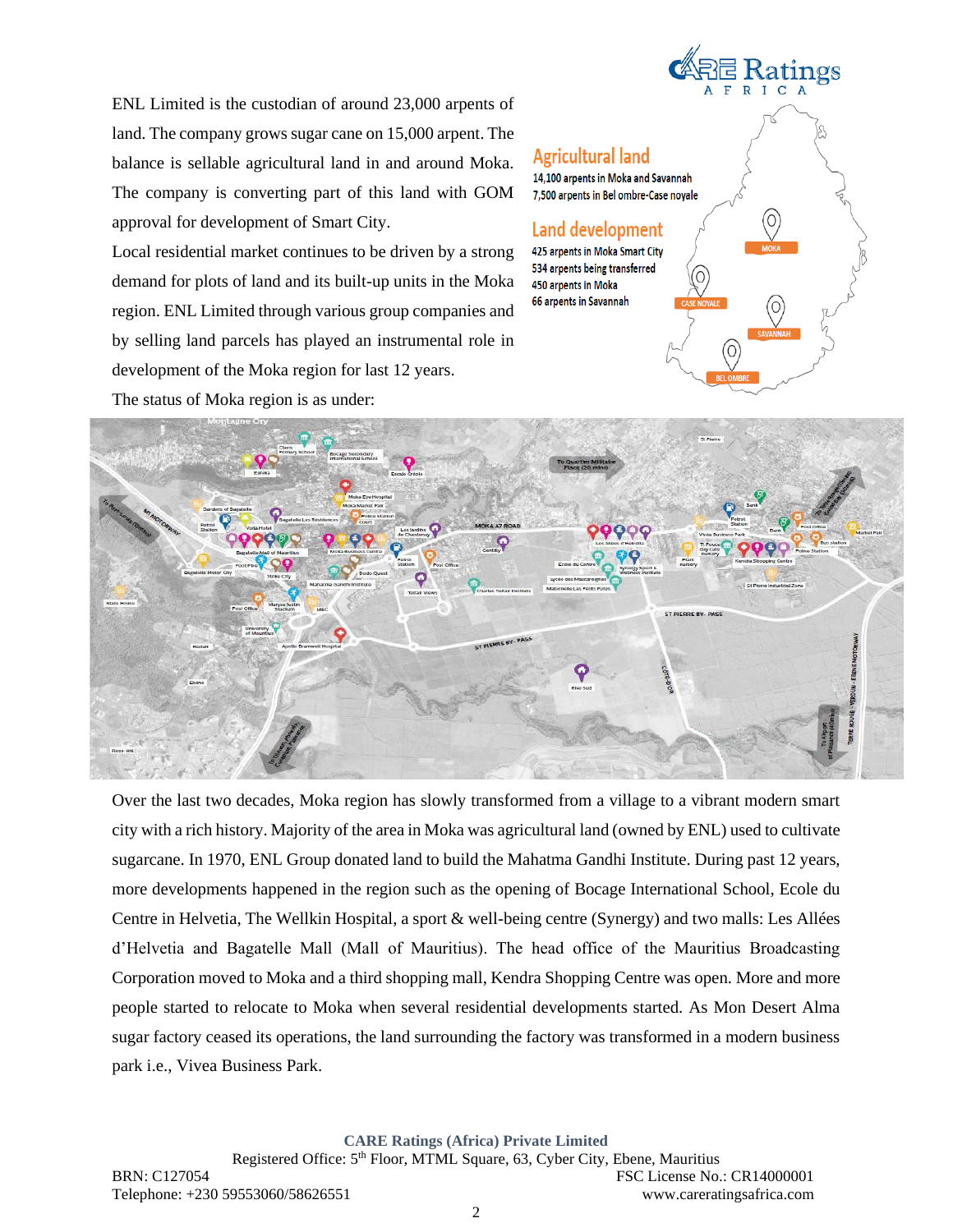ENL Limited is the custodian of around 23,000 arpents of land. The company grows sugar cane on 15,000 arpent. The balance is sellable agricultural land in and around Moka. The company is converting part of this land with GOM approval for development of Smart City.

Local residential market continues to be driven by a strong demand for plots of land and its built-up units in the Moka region. ENL Limited through various group companies and by selling land parcels has played an instrumental role in development of the Moka region for last 12 years.

The status of Moka region is as under:

**Agricultural land**

14,100 arpents in Moka and Savannah

7,500 arpents in Bel ombre-Case noyale

**Land development**

425 arpents in Moka Smart City

534 arpents being transferred

450 arpents in Moka

66 arpents in Savannah

Over the last two decades, Moka region has slowly transformed from a village to a vibrant modern smart city with a rich history. Majority of the area in Moka was agricultural land (owned by ENL) used to cultivate sugarcane. In 1970, ENL Group donated land to build the Mahatma Gandhi Institute. During past 12 years, more developments happened in the region such as the opening of Bocage International School, Ecole du Centre in Helvetia, The Wellkin Hospital, a sport & well-being centre (Synergy) and two malls: Les Allées d'Helvetia and Bagatelle Mall (Mall of Mauritius). The head office of the Mauritius Broadcasting Corporation moved to Moka and a third shopping mall, Kendra Shopping Centre was open. More and more people started to relocate to Moka when several residential developments started. As Mon Desert Alma sugar factory ceased its operations, the land surrounding the factory was transformed in a modern business park i.e., Vivea Business Park.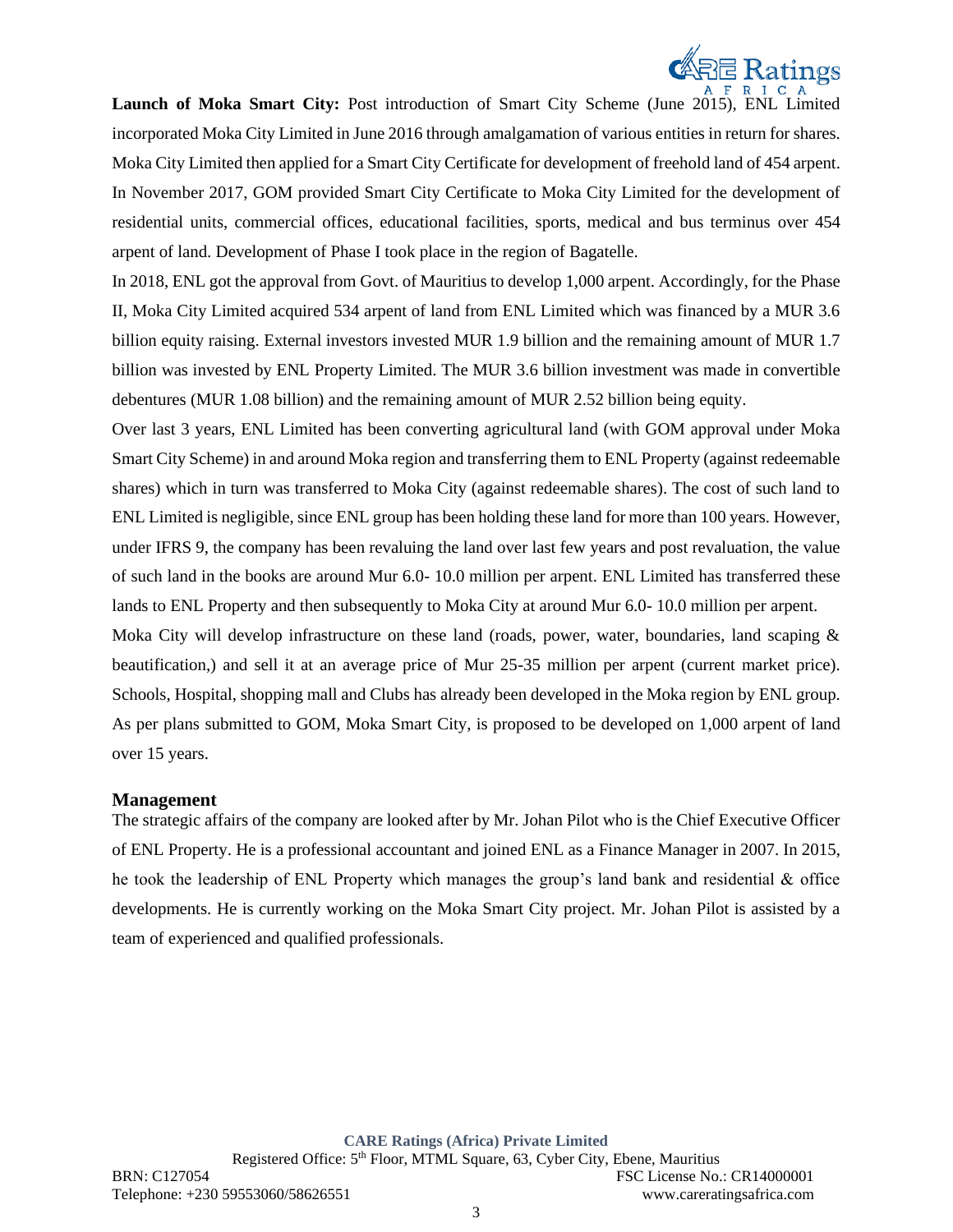**Launch of Moka Smart City:** Post introduction of Smart City Scheme (June 2015), ENL Limited incorporated Moka City Limited in June 2016 through amalgamation of various entities in return for shares. Moka City Limited then applied for a Smart City Certificate for development of freehold land of 454 arpent. In November 2017, GOM provided Smart City Certificate to Moka City Limited for the development of residential units, commercial offices, educational facilities, sports, medical and bus terminus over 454 arpent of land. Development of Phase I took place in the region of Bagatelle.

In 2018, ENL got the approval from Govt. of Mauritius to develop 1,000 arpent. Accordingly, for the Phase II, Moka City Limited acquired 534 arpent of land from ENL Limited which was financed by a MUR 3.6 billion equity raising. External investors invested MUR 1.9 billion and the remaining amount of MUR 1.7 billion was invested by ENL Property Limited. The MUR 3.6 billion investment was made in convertible debentures (MUR 1.08 billion) and the remaining amount of MUR 2.52 billion being equity.

Over last 3 years, ENL Limited has been converting agricultural land (with GOM approval under Moka Smart City Scheme) in and around Moka region and transferring them to ENL Property (against redeemable shares) which in turn was transferred to Moka City (against redeemable shares). The cost of such land to ENL Limited is negligible, since ENL group has been holding these land for more than 100 years. However, under IFRS 9, the company has been revaluing the land over last few years and post revaluation, the value of such land in the books are around Mur 6.0- 10.0 million per arpent. ENL Limited has transferred these lands to ENL Property and then subsequently to Moka City at around Mur 6.0- 10.0 million per arpent.

Moka City will develop infrastructure on these land (roads, power, water, boundaries, land scaping & beautification,) and sell it at an average price of Mur 25-35 million per arpent (current market price). Schools, Hospital, shopping mall and Clubs has already been developed in the Moka region by ENL group. As per plans submitted to GOM, Moka Smart City, is proposed to be developed on 1,000 arpent of land over 15 years.

## Management

The strategic affairs of the company are looked after by Mr. Johan Pilot who is the Chief Executive Officer of ENL Property. He is a professional accountant and joined ENL as a Finance Manager in 2007. In 2015, he took the leadership of ENL Property which manages the group's land bank and residential & office developments. He is currently working on the Moka Smart City project. Mr. Johan Pilot is assisted by a team of experienced and qualified professionals.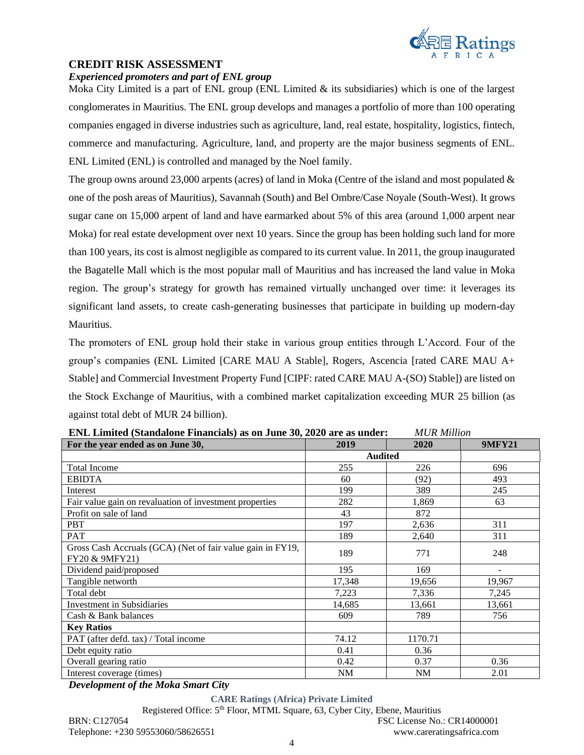## CREDIT RISK ASSESSMENT

***Experienced promoters and part of ENL group***

Moka City Limited is a part of ENL group (ENL Limited & its subsidiaries) which is one of the largest conglomerates in Mauritius. The ENL group develops and manages a portfolio of more than 100 operating companies engaged in diverse industries such as agriculture, land, real estate, hospitality, logistics, fintech, commerce and manufacturing. Agriculture, land, and property are the major business segments of ENL. ENL Limited (ENL) is controlled and managed by the Noel family.

The group owns around 23,000 arpents (acres) of land in Moka (Centre of the island and most populated & one of the posh areas of Mauritius), Savannah (South) and Bel Ombre/Case Noyale (South-West). It grows sugar cane on 15,000 arpent of land and have earmarked about 5% of this area (around 1,000 arpent near Moka) for real estate development over next 10 years. Since the group has been holding such land for more than 100 years, its cost is almost negligible as compared to its current value. In 2011, the group inaugurated the Bagatelle Mall which is the most popular mall of Mauritius and has increased the land value in Moka region. The group's strategy for growth has remained virtually unchanged over time: it leverages its significant land assets, to create cash-generating businesses that participate in building up modern-day Mauritius.

The promoters of ENL group hold their stake in various group entities through L'Accord. Four of the group's companies (ENL Limited [CARE MAU A Stable], Rogers, Ascencia [rated CARE MAU A+ Stable] and Commercial Investment Property Fund [CIPF: rated CARE MAU A-(SO) Stable]) are listed on the Stock Exchange of Mauritius, with a combined market capitalization exceeding MUR 25 billion (as against total debt of MUR 24 billion).

**ENL Limited (Standalone Financials) as on June 30, 2020 are as under:** *MUR Million*

| For the year ended as on June 30, | 2019 | 2020 | 9MFY21 |
|---|---|---|---|
| | Audited | | |
| Total Income | 255 | 226 | 696 |
| EBIDTA | 60 | (92) | 493 |
| Interest | 199 | 389 | 245 |
| Fair value gain on revaluation of investment properties | 282 | 1,869 | 63 |
| Profit on sale of land | 43 | 872 | |
| PBT | 197 | 2,636 | 311 |
| PAT | 189 | 2,640 | 311 |
| Gross Cash Accruals (GCA) (Net of fair value gain in FY19, FY20 & 9MFY21) | 189 | 771 | 248 |
| Dividend paid/proposed | 195 | 169 | - |
| Tangible networth | 17,348 | 19,656 | 19,967 |
| Total debt | 7,223 | 7,336 | 7,245 |
| Investment in Subsidiaries | 14,685 | 13,661 | 13,661 |
| Cash & Bank balances | 609 | 789 | 756 |
| **Key Ratios** | | | |
| PAT (after defd. tax) / Total income | 74.12 | 1170.71 | |
| Debt equity ratio | 0.41 | 0.36 | |
| Overall gearing ratio | 0.42 | 0.37 | 0.36 |
| Interest coverage (times) | NM | NM | 2.01 |

***Development of the Moka Smart City***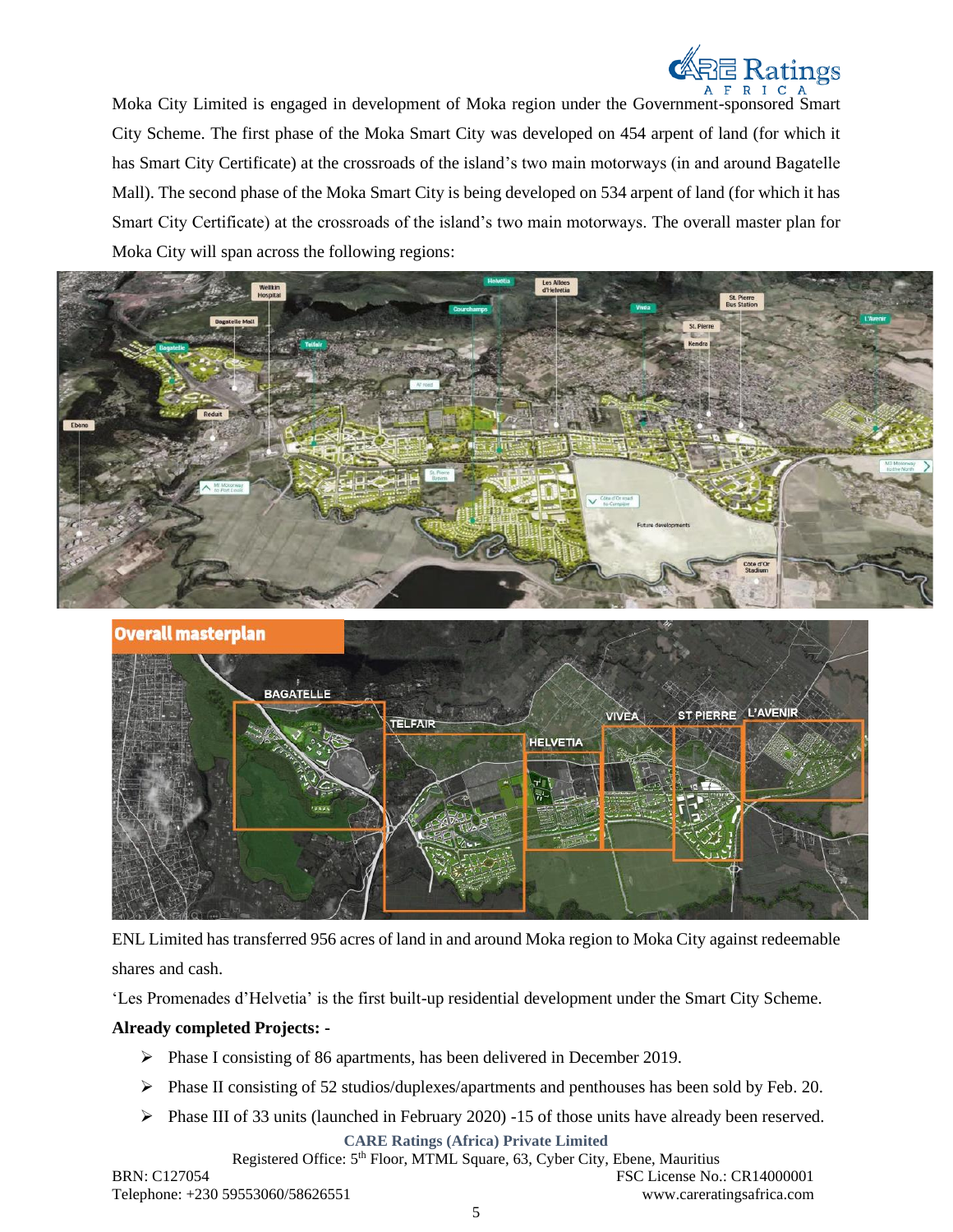Moka City Limited is engaged in development of Moka region under the Government-sponsored Smart City Scheme. The first phase of the Moka Smart City was developed on 454 arpent of land (for which it has Smart City Certificate) at the crossroads of the island's two main motorways (in and around Bagatelle Mall). The second phase of the Moka Smart City is being developed on 534 arpent of land (for which it has Smart City Certificate) at the crossroads of the island's two main motorways. The overall master plan for Moka City will span across the following regions:

ENL Limited has transferred 956 acres of land in and around Moka region to Moka City against redeemable shares and cash.

'Les Promenades d'Helvetia' is the first built-up residential development under the Smart City Scheme.

**Already completed Projects: -**

- Phase I consisting of 86 apartments, has been delivered in December 2019.
- Phase II consisting of 52 studios/duplexes/apartments and penthouses has been sold by Feb. 20.
- Phase III of 33 units (launched in February 2020) -15 of those units have already been reserved.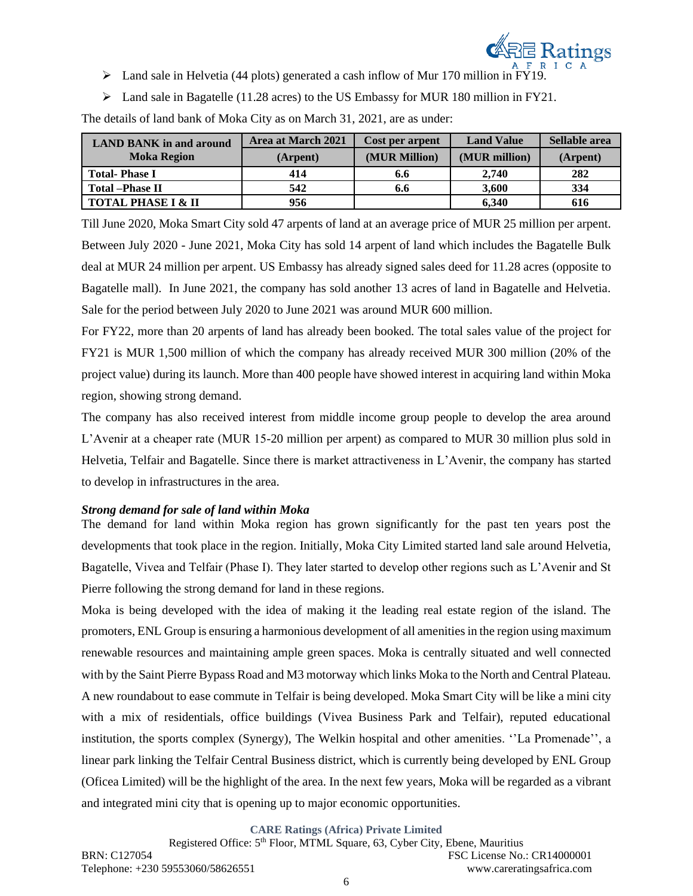- Land sale in Helvetia (44 plots) generated a cash inflow of Mur 170 million in FY19.
- Land sale in Bagatelle (11.28 acres) to the US Embassy for MUR 180 million in FY21.

The details of land bank of Moka City as on March 31, 2021, are as under:

| LAND BANK in and around Moka Region | Area at March 2021 (Arpent) | Cost per arpent (MUR Million) | Land Value (MUR million) | Sellable area (Arpent) |
|---|---|---|---|---|
| Total- Phase I | 414 | 6.6 | 2,740 | 282 |
| Total –Phase II | 542 | 6.6 | 3,600 | 334 |
| TOTAL PHASE I & II | 956 | | 6,340 | 616 |

Till June 2020, Moka Smart City sold 47 arpents of land at an average price of MUR 25 million per arpent. Between July 2020 - June 2021, Moka City has sold 14 arpent of land which includes the Bagatelle Bulk deal at MUR 24 million per arpent. US Embassy has already signed sales deed for 11.28 acres (opposite to Bagatelle mall). In June 2021, the company has sold another 13 acres of land in Bagatelle and Helvetia. Sale for the period between July 2020 to June 2021 was around MUR 600 million.

For FY22, more than 20 arpents of land has already been booked. The total sales value of the project for FY21 is MUR 1,500 million of which the company has already received MUR 300 million (20% of the project value) during its launch. More than 400 people have showed interest in acquiring land within Moka region, showing strong demand.

The company has also received interest from middle income group people to develop the area around L'Avenir at a cheaper rate (MUR 15-20 million per arpent) as compared to MUR 30 million plus sold in Helvetia, Telfair and Bagatelle. Since there is market attractiveness in L'Avenir, the company has started to develop in infrastructures in the area.

***Strong demand for sale of land within Moka***

The demand for land within Moka region has grown significantly for the past ten years post the developments that took place in the region. Initially, Moka City Limited started land sale around Helvetia, Bagatelle, Vivea and Telfair (Phase I). They later started to develop other regions such as L'Avenir and St Pierre following the strong demand for land in these regions.

Moka is being developed with the idea of making it the leading real estate region of the island. The promoters, ENL Group is ensuring a harmonious development of all amenities in the region using maximum renewable resources and maintaining ample green spaces. Moka is centrally situated and well connected with by the Saint Pierre Bypass Road and M3 motorway which links Moka to the North and Central Plateau. A new roundabout to ease commute in Telfair is being developed. Moka Smart City will be like a mini city with a mix of residentials, office buildings (Vivea Business Park and Telfair), reputed educational institution, the sports complex (Synergy), The Welkin hospital and other amenities. ''La Promenade'', a linear park linking the Telfair Central Business district, which is currently being developed by ENL Group (Oficea Limited) will be the highlight of the area. In the next few years, Moka will be regarded as a vibrant and integrated mini city that is opening up to major economic opportunities.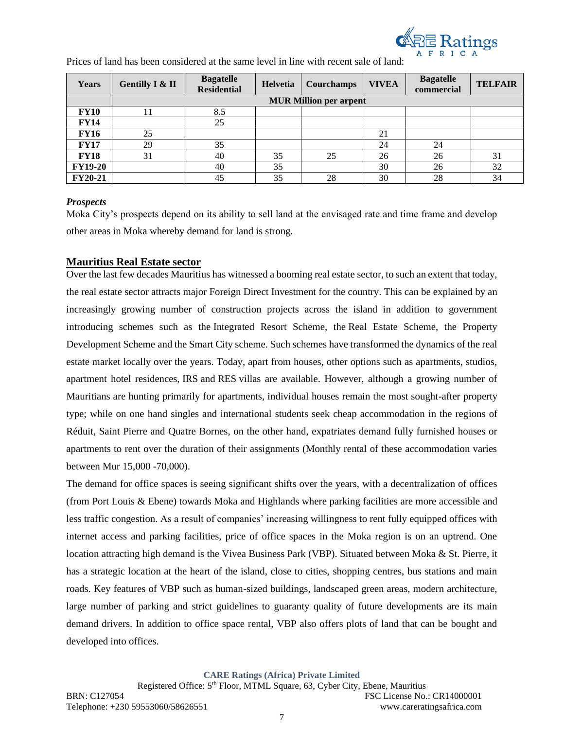Prices of land has been considered at the same level in line with recent sale of land:

| Years | Gentilly I & II | Bagatelle Residential | Helvetia | Courchamps | VIVEA | Bagatelle commercial | TELFAIR |
|---|---|---|---|---|---|---|---|
| | MUR Million per arpent | | | | | | |
| **FY10** | 11 | 8.5 | | | | | |
| **FY14** | | 25 | | | | | |
| **FY16** | 25 | | | | 21 | | |
| **FY17** | 29 | 35 | | | 24 | 24 | |
| **FY18** | 31 | 40 | 35 | 25 | 26 | 26 | 31 |
| **FY19-20** | | 40 | 35 | | 30 | 26 | 32 |
| **FY20-21** | | 45 | 35 | 28 | 30 | 28 | 34 |

***Prospects***

Moka City's prospects depend on its ability to sell land at the envisaged rate and time frame and develop other areas in Moka whereby demand for land is strong.

## Mauritius Real Estate sector

Over the last few decades Mauritius has witnessed a booming real estate sector, to such an extent that today, the real estate sector attracts major Foreign Direct Investment for the country. This can be explained by an increasingly growing number of construction projects across the island in addition to government introducing schemes such as the Integrated Resort Scheme, the Real Estate Scheme, the Property Development Scheme and the Smart City scheme. Such schemes have transformed the dynamics of the real estate market locally over the years. Today, apart from houses, other options such as apartments, studios, apartment hotel residences, IRS and RES villas are available. However, although a growing number of Mauritians are hunting primarily for apartments, individual houses remain the most sought-after property type; while on one hand singles and international students seek cheap accommodation in the regions of Réduit, Saint Pierre and Quatre Bornes, on the other hand, expatriates demand fully furnished houses or apartments to rent over the duration of their assignments (Monthly rental of these accommodation varies between Mur 15,000 -70,000).

The demand for office spaces is seeing significant shifts over the years, with a decentralization of offices (from Port Louis & Ebene) towards Moka and Highlands where parking facilities are more accessible and less traffic congestion. As a result of companies' increasing willingness to rent fully equipped offices with internet access and parking facilities, price of office spaces in the Moka region is on an uptrend. One location attracting high demand is the Vivea Business Park (VBP). Situated between Moka & St. Pierre, it has a strategic location at the heart of the island, close to cities, shopping centres, bus stations and main roads. Key features of VBP such as human-sized buildings, landscaped green areas, modern architecture, large number of parking and strict guidelines to guaranty quality of future developments are its main demand drivers. In addition to office space rental, VBP also offers plots of land that can be bought and developed into offices.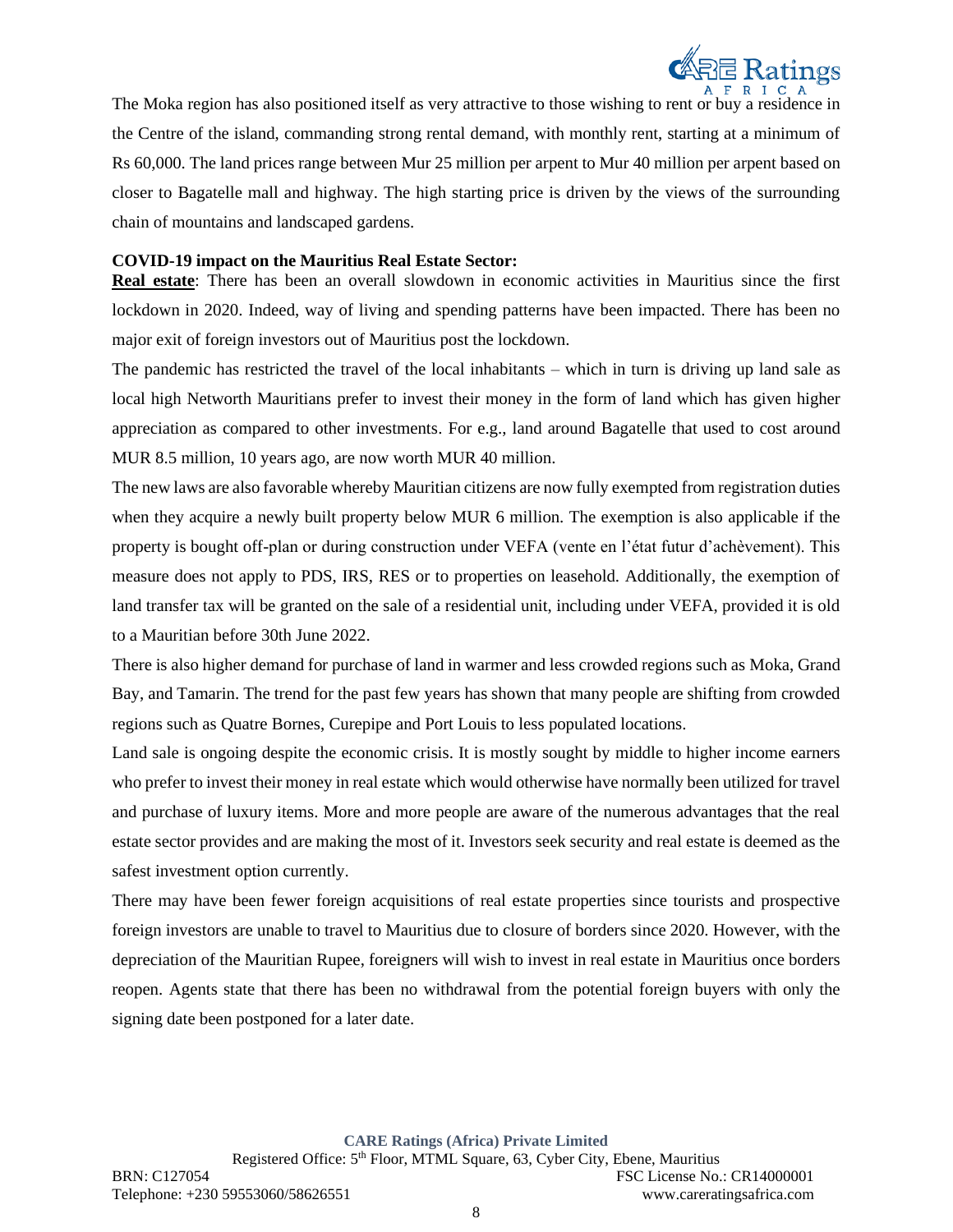The Moka region has also positioned itself as very attractive to those wishing to rent or buy a residence in the Centre of the island, commanding strong rental demand, with monthly rent, starting at a minimum of Rs 60,000. The land prices range between Mur 25 million per arpent to Mur 40 million per arpent based on closer to Bagatelle mall and highway. The high starting price is driven by the views of the surrounding chain of mountains and landscaped gardens.

**COVID-19 impact on the Mauritius Real Estate Sector:**

**Real estate**: There has been an overall slowdown in economic activities in Mauritius since the first lockdown in 2020. Indeed, way of living and spending patterns have been impacted. There has been no major exit of foreign investors out of Mauritius post the lockdown.

The pandemic has restricted the travel of the local inhabitants – which in turn is driving up land sale as local high Networth Mauritians prefer to invest their money in the form of land which has given higher appreciation as compared to other investments. For e.g., land around Bagatelle that used to cost around MUR 8.5 million, 10 years ago, are now worth MUR 40 million.

The new laws are also favorable whereby Mauritian citizens are now fully exempted from registration duties when they acquire a newly built property below MUR 6 million. The exemption is also applicable if the property is bought off-plan or during construction under VEFA (vente en l'état futur d'achèvement). This measure does not apply to PDS, IRS, RES or to properties on leasehold. Additionally, the exemption of land transfer tax will be granted on the sale of a residential unit, including under VEFA, provided it is old to a Mauritian before 30th June 2022.

There is also higher demand for purchase of land in warmer and less crowded regions such as Moka, Grand Bay, and Tamarin. The trend for the past few years has shown that many people are shifting from crowded regions such as Quatre Bornes, Curepipe and Port Louis to less populated locations.

Land sale is ongoing despite the economic crisis. It is mostly sought by middle to higher income earners who prefer to invest their money in real estate which would otherwise have normally been utilized for travel and purchase of luxury items. More and more people are aware of the numerous advantages that the real estate sector provides and are making the most of it. Investors seek security and real estate is deemed as the safest investment option currently.

There may have been fewer foreign acquisitions of real estate properties since tourists and prospective foreign investors are unable to travel to Mauritius due to closure of borders since 2020. However, with the depreciation of the Mauritian Rupee, foreigners will wish to invest in real estate in Mauritius once borders reopen. Agents state that there has been no withdrawal from the potential foreign buyers with only the signing date been postponed for a later date.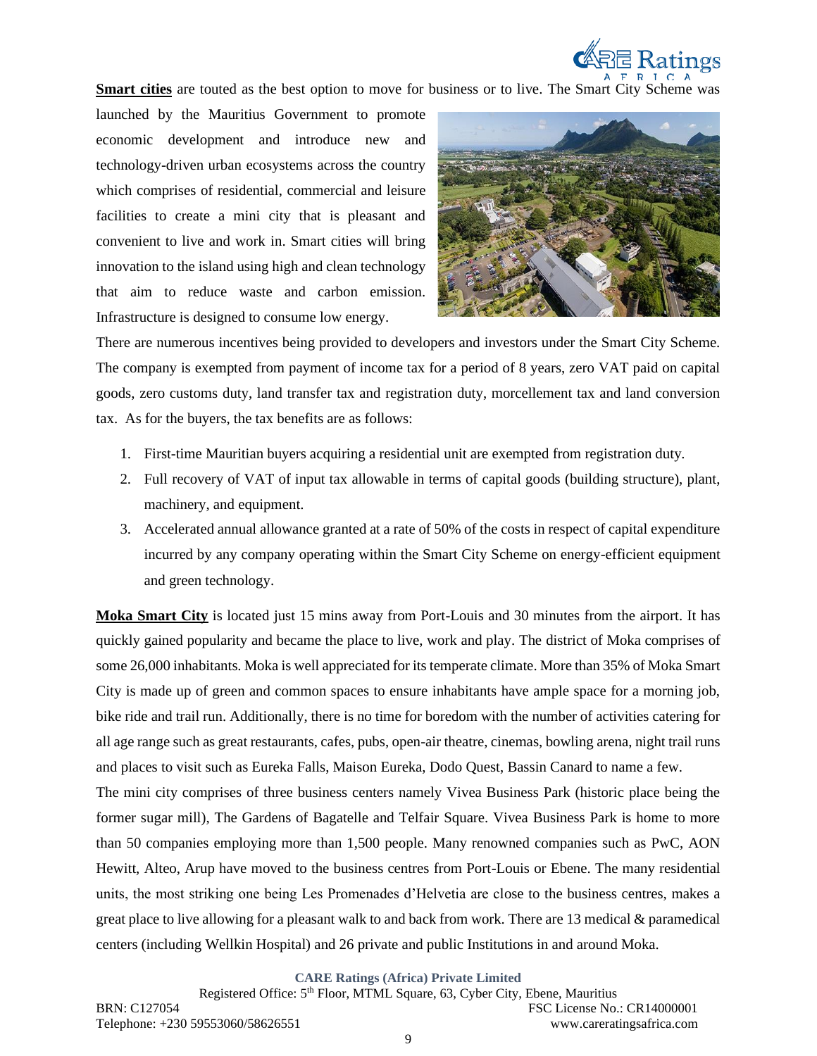**Smart cities** are touted as the best option to move for business or to live. The Smart City Scheme was launched by the Mauritius Government to promote economic development and introduce new and technology-driven urban ecosystems across the country which comprises of residential, commercial and leisure facilities to create a mini city that is pleasant and convenient to live and work in. Smart cities will bring innovation to the island using high and clean technology that aim to reduce waste and carbon emission. Infrastructure is designed to consume low energy.

There are numerous incentives being provided to developers and investors under the Smart City Scheme. The company is exempted from payment of income tax for a period of 8 years, zero VAT paid on capital goods, zero customs duty, land transfer tax and registration duty, morcellement tax and land conversion tax. As for the buyers, the tax benefits are as follows:

1. First-time Mauritian buyers acquiring a residential unit are exempted from registration duty.
2. Full recovery of VAT of input tax allowable in terms of capital goods (building structure), plant, machinery, and equipment.
3. Accelerated annual allowance granted at a rate of 50% of the costs in respect of capital expenditure incurred by any company operating within the Smart City Scheme on energy-efficient equipment and green technology.

**Moka Smart City** is located just 15 mins away from Port-Louis and 30 minutes from the airport. It has quickly gained popularity and became the place to live, work and play. The district of Moka comprises of some 26,000 inhabitants. Moka is well appreciated for its temperate climate. More than 35% of Moka Smart City is made up of green and common spaces to ensure inhabitants have ample space for a morning job, bike ride and trail run. Additionally, there is no time for boredom with the number of activities catering for all age range such as great restaurants, cafes, pubs, open-air theatre, cinemas, bowling arena, night trail runs and places to visit such as Eureka Falls, Maison Eureka, Dodo Quest, Bassin Canard to name a few.

The mini city comprises of three business centers namely Vivea Business Park (historic place being the former sugar mill), The Gardens of Bagatelle and Telfair Square. Vivea Business Park is home to more than 50 companies employing more than 1,500 people. Many renowned companies such as PwC, AON Hewitt, Alteo, Arup have moved to the business centres from Port-Louis or Ebene. The many residential units, the most striking one being Les Promenades d'Helvetia are close to the business centres, makes a great place to live allowing for a pleasant walk to and back from work. There are 13 medical & paramedical centers (including Wellkin Hospital) and 26 private and public Institutions in and around Moka.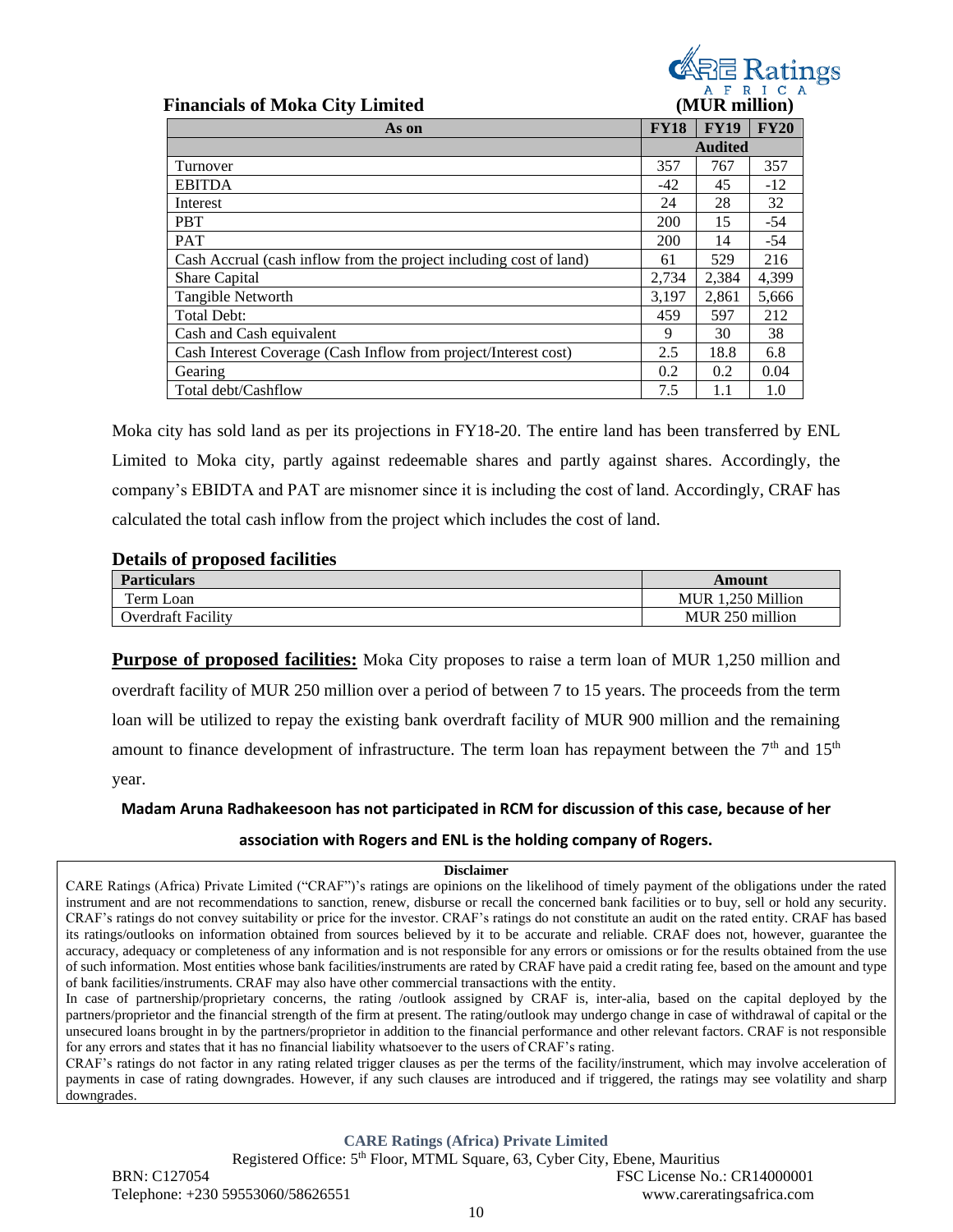**Financials of Moka City Limited** **(MUR million)**

| As on | FY18 | FY19 | FY20 |
|---|---|---|---|
| | Audited | | |
| Turnover | 357 | 767 | 357 |
| EBITDA | -42 | 45 | -12 |
| Interest | 24 | 28 | 32 |
| PBT | 200 | 15 | -54 |
| PAT | 200 | 14 | -54 |
| Cash Accrual (cash inflow from the project including cost of land) | 61 | 529 | 216 |
| Share Capital | 2,734 | 2,384 | 4,399 |
| Tangible Networth | 3,197 | 2,861 | 5,666 |
| Total Debt: | 459 | 597 | 212 |
| Cash and Cash equivalent | 9 | 30 | 38 |
| Cash Interest Coverage (Cash Inflow from project/Interest cost) | 2.5 | 18.8 | 6.8 |
| Gearing | 0.2 | 0.2 | 0.04 |
| Total debt/Cashflow | 7.5 | 1.1 | 1.0 |

Moka city has sold land as per its projections in FY18-20. The entire land has been transferred by ENL Limited to Moka city, partly against redeemable shares and partly against shares. Accordingly, the company's EBIDTA and PAT are misnomer since it is including the cost of land. Accordingly, CRAF has calculated the total cash inflow from the project which includes the cost of land.

### Details of proposed facilities

| Particulars | Amount |
|---|---|
| Term Loan | MUR 1,250 Million |
| Overdraft Facility | MUR 250 million |

**Purpose of proposed facilities:** Moka City proposes to raise a term loan of MUR 1,250 million and overdraft facility of MUR 250 million over a period of between 7 to 15 years. The proceeds from the term loan will be utilized to repay the existing bank overdraft facility of MUR 900 million and the remaining amount to finance development of infrastructure. The term loan has repayment between the 7th and 15th year.

**Madam Aruna Radhakeesoon has not participated in RCM for discussion of this case, because of her association with Rogers and ENL is the holding company of Rogers.**

**Disclaimer**

CARE Ratings (Africa) Private Limited ("CRAF")'s ratings are opinions on the likelihood of timely payment of the obligations under the rated instrument and are not recommendations to sanction, renew, disburse or recall the concerned bank facilities or to buy, sell or hold any security. CRAF's ratings do not convey suitability or price for the investor. CRAF's ratings do not constitute an audit on the rated entity. CRAF has based its ratings/outlooks on information obtained from sources believed by it to be accurate and reliable. CRAF does not, however, guarantee the accuracy, adequacy or completeness of any information and is not responsible for any errors or omissions or for the results obtained from the use of such information. Most entities whose bank facilities/instruments are rated by CRAF have paid a credit rating fee, based on the amount and type of bank facilities/instruments. CRAF may also have other commercial transactions with the entity.

In case of partnership/proprietary concerns, the rating /outlook assigned by CRAF is, inter-alia, based on the capital deployed by the partners/proprietor and the financial strength of the firm at present. The rating/outlook may undergo change in case of withdrawal of capital or the unsecured loans brought in by the partners/proprietor in addition to the financial performance and other relevant factors. CRAF is not responsible for any errors and states that it has no financial liability whatsoever to the users of CRAF's rating.

CRAF's ratings do not factor in any rating related trigger clauses as per the terms of the facility/instrument, which may involve acceleration of payments in case of rating downgrades. However, if any such clauses are introduced and if triggered, the ratings may see volatility and sharp downgrades.